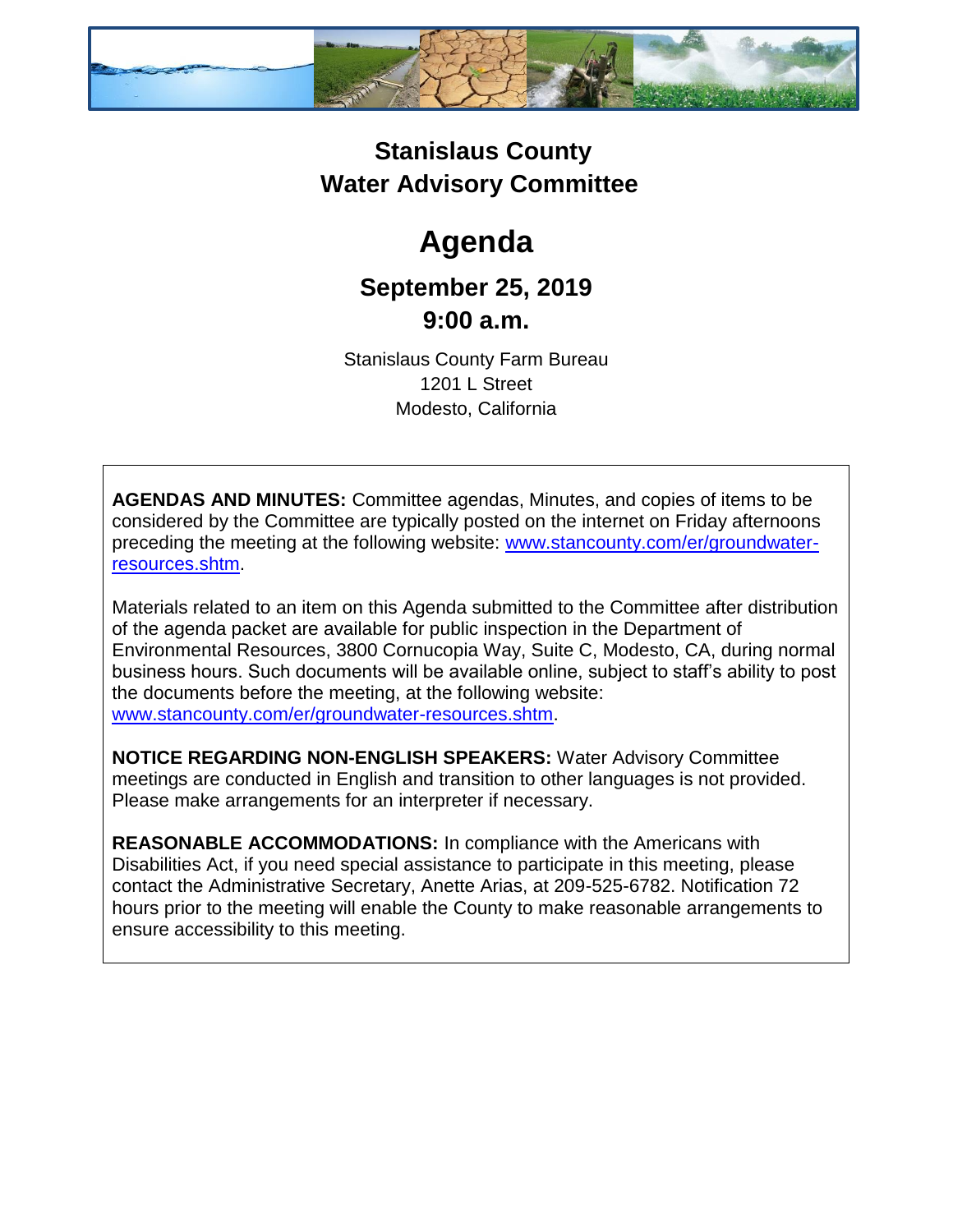# Stanislaus County
# Water Advisory Committee

# Agenda

## September 25, 2019
## 9:00 a.m.

Stanislaus County Farm Bureau
1201 L Street
Modesto, California

**AGENDAS AND MINUTES:** Committee agendas, Minutes, and copies of items to be considered by the Committee are typically posted on the internet on Friday afternoons preceding the meeting at the following website: [www.stancounty.com/er/groundwater-resources.shtm](www.stancounty.com/er/groundwater-resources.shtm).

Materials related to an item on this Agenda submitted to the Committee after distribution of the agenda packet are available for public inspection in the Department of Environmental Resources, 3800 Cornucopia Way, Suite C, Modesto, CA, during normal business hours. Such documents will be available online, subject to staff's ability to post the documents before the meeting, at the following website: [www.stancounty.com/er/groundwater-resources.shtm](www.stancounty.com/er/groundwater-resources.shtm).

**NOTICE REGARDING NON-ENGLISH SPEAKERS:** Water Advisory Committee meetings are conducted in English and transition to other languages is not provided. Please make arrangements for an interpreter if necessary.

**REASONABLE ACCOMMODATIONS:** In compliance with the Americans with Disabilities Act, if you need special assistance to participate in this meeting, please contact the Administrative Secretary, Anette Arias, at 209-525-6782. Notification 72 hours prior to the meeting will enable the County to make reasonable arrangements to ensure accessibility to this meeting.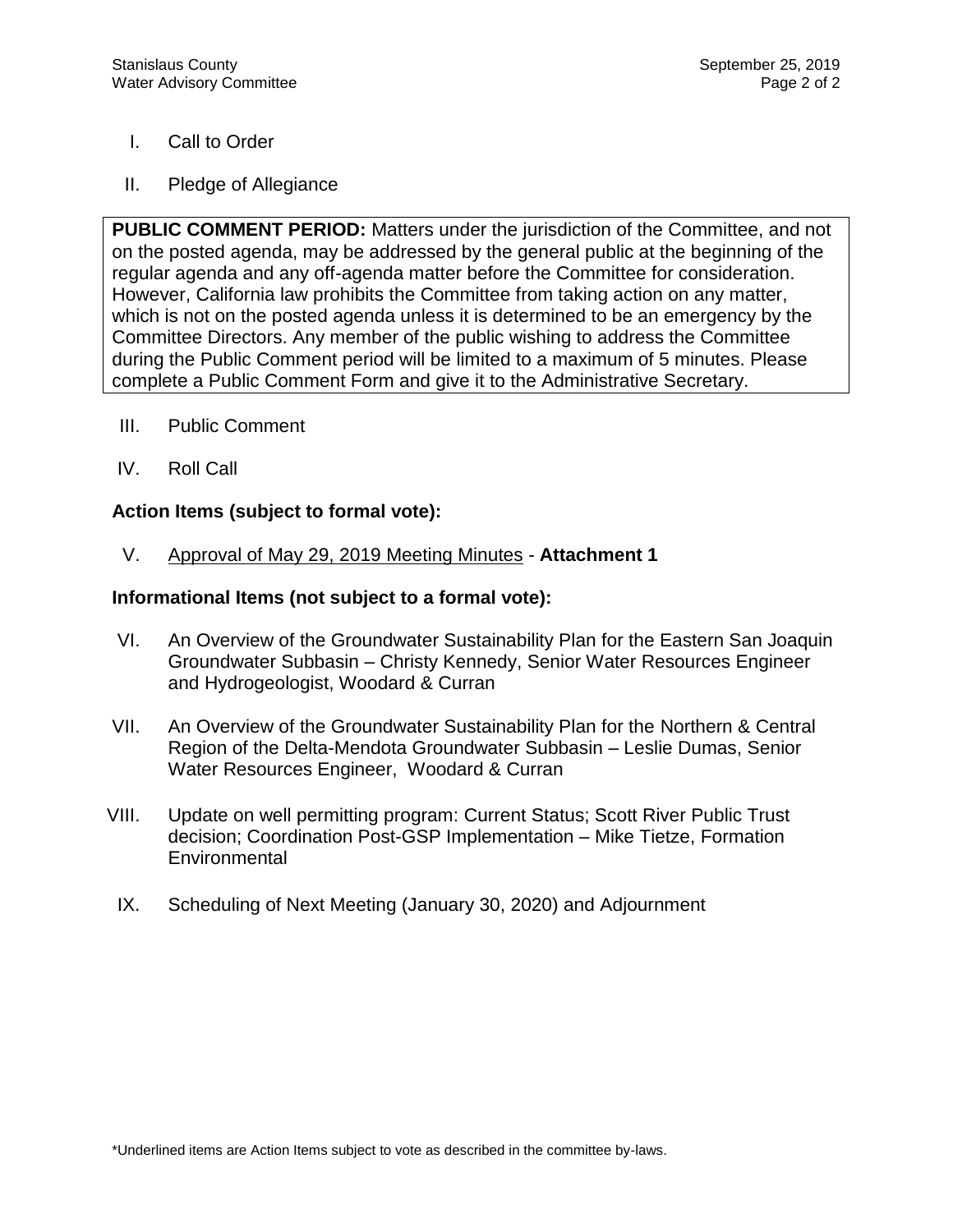I. Call to Order

II. Pledge of Allegiance

**PUBLIC COMMENT PERIOD:** Matters under the jurisdiction of the Committee, and not on the posted agenda, may be addressed by the general public at the beginning of the regular agenda and any off-agenda matter before the Committee for consideration. However, California law prohibits the Committee from taking action on any matter, which is not on the posted agenda unless it is determined to be an emergency by the Committee Directors. Any member of the public wishing to address the Committee during the Public Comment period will be limited to a maximum of 5 minutes. Please complete a Public Comment Form and give it to the Administrative Secretary.

III. Public Comment

IV. Roll Call

**Action Items (subject to formal vote):**

V. <u>Approval of May 29, 2019 Meeting Minutes</u> - **Attachment 1**

**Informational Items (not subject to a formal vote):**

VI. An Overview of the Groundwater Sustainability Plan for the Eastern San Joaquin Groundwater Subbasin – Christy Kennedy, Senior Water Resources Engineer and Hydrogeologist, Woodard & Curran

VII. An Overview of the Groundwater Sustainability Plan for the Northern & Central Region of the Delta-Mendota Groundwater Subbasin – Leslie Dumas, Senior Water Resources Engineer, Woodard & Curran

VIII. Update on well permitting program: Current Status; Scott River Public Trust decision; Coordination Post-GSP Implementation – Mike Tietze, Formation Environmental

IX. Scheduling of Next Meeting (January 30, 2020) and Adjournment

*Underlined items are Action Items subject to vote as described in the committee by-laws.